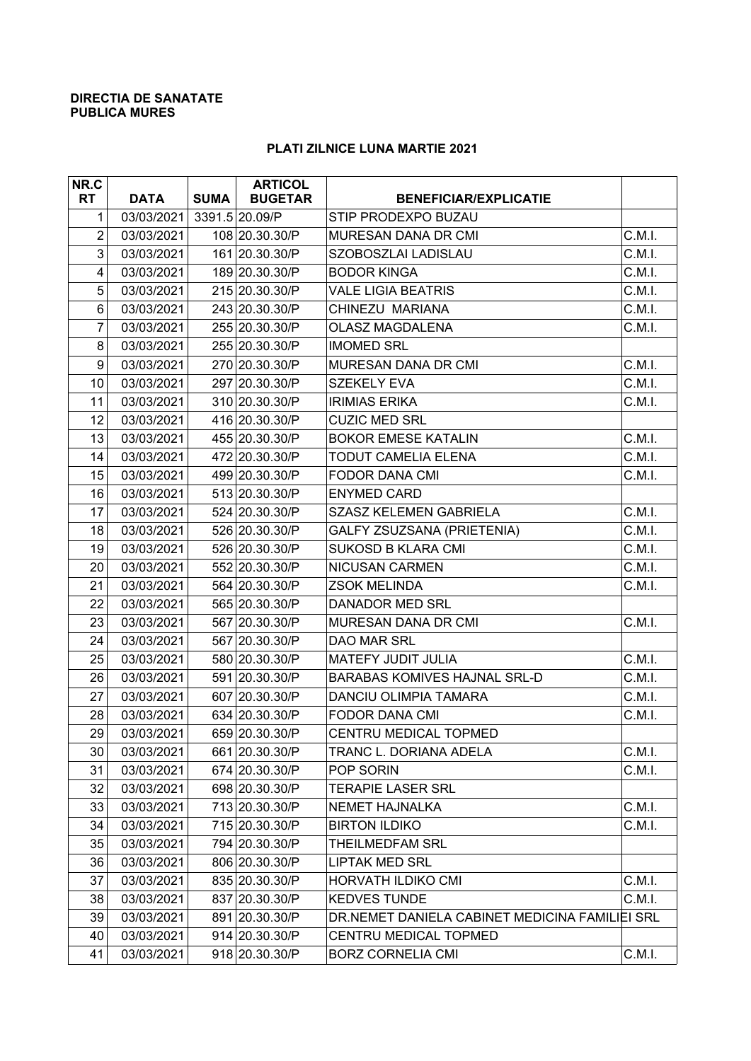**DIRECTIA DE SANATATE PUBLICA MURES**

**PLATI ZILNICE LUNA MARTIE 2021**

| NR.CRT | DATA | SUMA | ARTICOL BUGETAR | BENEFICIAR/EXPLICATIE | |
|---|---|---|---|---|---|
| 1 | 03/03/2021 | 3391.5 | 20.09/P | STIP PRODEXPO BUZAU | |
| 2 | 03/03/2021 | 108 | 20.30.30/P | MURESAN DANA DR CMI | C.M.I. |
| 3 | 03/03/2021 | 161 | 20.30.30/P | SZOBOSZLAI LADISLAU | C.M.I. |
| 4 | 03/03/2021 | 189 | 20.30.30/P | BODOR KINGA | C.M.I. |
| 5 | 03/03/2021 | 215 | 20.30.30/P | VALE LIGIA BEATRIS | C.M.I. |
| 6 | 03/03/2021 | 243 | 20.30.30/P | CHINEZU MARIANA | C.M.I. |
| 7 | 03/03/2021 | 255 | 20.30.30/P | OLASZ MAGDALENA | C.M.I. |
| 8 | 03/03/2021 | 255 | 20.30.30/P | IMOMED SRL | |
| 9 | 03/03/2021 | 270 | 20.30.30/P | MURESAN DANA DR CMI | C.M.I. |
| 10 | 03/03/2021 | 297 | 20.30.30/P | SZEKELY EVA | C.M.I. |
| 11 | 03/03/2021 | 310 | 20.30.30/P | IRIMIAS ERIKA | C.M.I. |
| 12 | 03/03/2021 | 416 | 20.30.30/P | CUZIC MED SRL | |
| 13 | 03/03/2021 | 455 | 20.30.30/P | BOKOR EMESE KATALIN | C.M.I. |
| 14 | 03/03/2021 | 472 | 20.30.30/P | TODUT CAMELIA ELENA | C.M.I. |
| 15 | 03/03/2021 | 499 | 20.30.30/P | FODOR DANA CMI | C.M.I. |
| 16 | 03/03/2021 | 513 | 20.30.30/P | ENYMED CARD | |
| 17 | 03/03/2021 | 524 | 20.30.30/P | SZASZ KELEMEN GABRIELA | C.M.I. |
| 18 | 03/03/2021 | 526 | 20.30.30/P | GALFY ZSUZSANA (PRIETENIA) | C.M.I. |
| 19 | 03/03/2021 | 526 | 20.30.30/P | SUKOSD B KLARA CMI | C.M.I. |
| 20 | 03/03/2021 | 552 | 20.30.30/P | NICUSAN CARMEN | C.M.I. |
| 21 | 03/03/2021 | 564 | 20.30.30/P | ZSOK MELINDA | C.M.I. |
| 22 | 03/03/2021 | 565 | 20.30.30/P | DANADOR MED SRL | |
| 23 | 03/03/2021 | 567 | 20.30.30/P | MURESAN DANA DR CMI | C.M.I. |
| 24 | 03/03/2021 | 567 | 20.30.30/P | DAO MAR SRL | |
| 25 | 03/03/2021 | 580 | 20.30.30/P | MATEFY JUDIT JULIA | C.M.I. |
| 26 | 03/03/2021 | 591 | 20.30.30/P | BARABAS KOMIVES HAJNAL SRL-D | C.M.I. |
| 27 | 03/03/2021 | 607 | 20.30.30/P | DANCIU OLIMPIA TAMARA | C.M.I. |
| 28 | 03/03/2021 | 634 | 20.30.30/P | FODOR DANA CMI | C.M.I. |
| 29 | 03/03/2021 | 659 | 20.30.30/P | CENTRU MEDICAL TOPMED | |
| 30 | 03/03/2021 | 661 | 20.30.30/P | TRANC L. DORIANA ADELA | C.M.I. |
| 31 | 03/03/2021 | 674 | 20.30.30/P | POP SORIN | C.M.I. |
| 32 | 03/03/2021 | 698 | 20.30.30/P | TERAPIE LASER SRL | |
| 33 | 03/03/2021 | 713 | 20.30.30/P | NEMET HAJNALKA | C.M.I. |
| 34 | 03/03/2021 | 715 | 20.30.30/P | BIRTON ILDIKO | C.M.I. |
| 35 | 03/03/2021 | 794 | 20.30.30/P | THEILMEDFAM SRL | |
| 36 | 03/03/2021 | 806 | 20.30.30/P | LIPTAK MED SRL | |
| 37 | 03/03/2021 | 835 | 20.30.30/P | HORVATH ILDIKO CMI | C.M.I. |
| 38 | 03/03/2021 | 837 | 20.30.30/P | KEDVES TUNDE | C.M.I. |
| 39 | 03/03/2021 | 891 | 20.30.30/P | DR.NEMET DANIELA CABINET MEDICINA FAMILIEI SRL | |
| 40 | 03/03/2021 | 914 | 20.30.30/P | CENTRU MEDICAL TOPMED | |
| 41 | 03/03/2021 | 918 | 20.30.30/P | BORZ CORNELIA CMI | C.M.I. |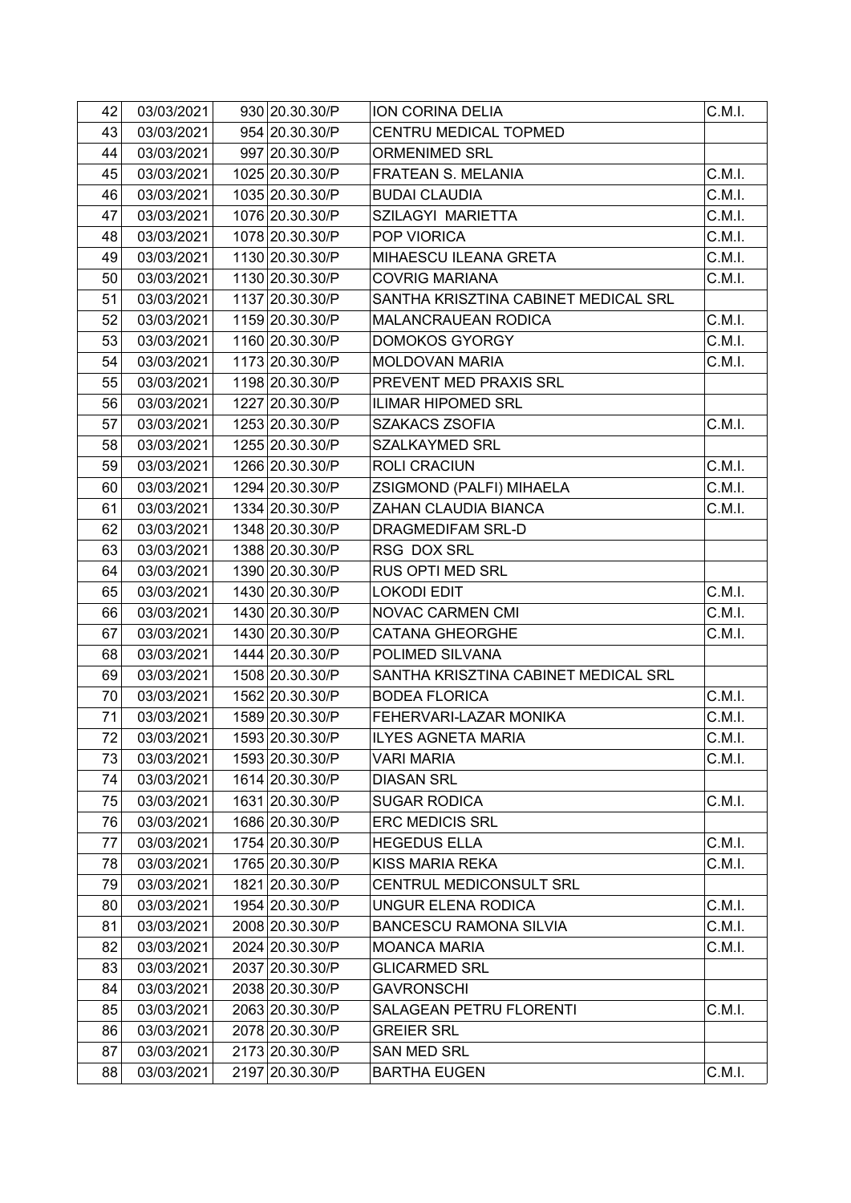| 42 | 03/03/2021 | 930 20.30.30/P | ION CORINA DELIA | C.M.I. |
|---|---|---|---|---|
| 43 | 03/03/2021 | 954 20.30.30/P | CENTRU MEDICAL TOPMED | |
| 44 | 03/03/2021 | 997 20.30.30/P | ORMENIMED SRL | |
| 45 | 03/03/2021 | 1025 20.30.30/P | FRATEAN S. MELANIA | C.M.I. |
| 46 | 03/03/2021 | 1035 20.30.30/P | BUDAI CLAUDIA | C.M.I. |
| 47 | 03/03/2021 | 1076 20.30.30/P | SZILAGYI MARIETTA | C.M.I. |
| 48 | 03/03/2021 | 1078 20.30.30/P | POP VIORICA | C.M.I. |
| 49 | 03/03/2021 | 1130 20.30.30/P | MIHAESCU ILEANA GRETA | C.M.I. |
| 50 | 03/03/2021 | 1130 20.30.30/P | COVRIG MARIANA | C.M.I. |
| 51 | 03/03/2021 | 1137 20.30.30/P | SANTHA KRISZTINA CABINET MEDICAL SRL | |
| 52 | 03/03/2021 | 1159 20.30.30/P | MALANCRAUEAN RODICA | C.M.I. |
| 53 | 03/03/2021 | 1160 20.30.30/P | DOMOKOS GYORGY | C.M.I. |
| 54 | 03/03/2021 | 1173 20.30.30/P | MOLDOVAN MARIA | C.M.I. |
| 55 | 03/03/2021 | 1198 20.30.30/P | PREVENT MED PRAXIS SRL | |
| 56 | 03/03/2021 | 1227 20.30.30/P | ILIMAR HIPOMED SRL | |
| 57 | 03/03/2021 | 1253 20.30.30/P | SZAKACS ZSOFIA | C.M.I. |
| 58 | 03/03/2021 | 1255 20.30.30/P | SZALKAYMED SRL | |
| 59 | 03/03/2021 | 1266 20.30.30/P | ROLI CRACIUN | C.M.I. |
| 60 | 03/03/2021 | 1294 20.30.30/P | ZSIGMOND (PALFI) MIHAELA | C.M.I. |
| 61 | 03/03/2021 | 1334 20.30.30/P | ZAHAN CLAUDIA BIANCA | C.M.I. |
| 62 | 03/03/2021 | 1348 20.30.30/P | DRAGMEDIFAM SRL-D | |
| 63 | 03/03/2021 | 1388 20.30.30/P | RSG DOX SRL | |
| 64 | 03/03/2021 | 1390 20.30.30/P | RUS OPTI MED SRL | |
| 65 | 03/03/2021 | 1430 20.30.30/P | LOKODI EDIT | C.M.I. |
| 66 | 03/03/2021 | 1430 20.30.30/P | NOVAC CARMEN CMI | C.M.I. |
| 67 | 03/03/2021 | 1430 20.30.30/P | CATANA GHEORGHE | C.M.I. |
| 68 | 03/03/2021 | 1444 20.30.30/P | POLIMED SILVANA | |
| 69 | 03/03/2021 | 1508 20.30.30/P | SANTHA KRISZTINA CABINET MEDICAL SRL | |
| 70 | 03/03/2021 | 1562 20.30.30/P | BODEA FLORICA | C.M.I. |
| 71 | 03/03/2021 | 1589 20.30.30/P | FEHERVARI-LAZAR MONIKA | C.M.I. |
| 72 | 03/03/2021 | 1593 20.30.30/P | ILYES AGNETA MARIA | C.M.I. |
| 73 | 03/03/2021 | 1593 20.30.30/P | VARI MARIA | C.M.I. |
| 74 | 03/03/2021 | 1614 20.30.30/P | DIASAN SRL | |
| 75 | 03/03/2021 | 1631 20.30.30/P | SUGAR RODICA | C.M.I. |
| 76 | 03/03/2021 | 1686 20.30.30/P | ERC MEDICIS SRL | |
| 77 | 03/03/2021 | 1754 20.30.30/P | HEGEDUS ELLA | C.M.I. |
| 78 | 03/03/2021 | 1765 20.30.30/P | KISS MARIA REKA | C.M.I. |
| 79 | 03/03/2021 | 1821 20.30.30/P | CENTRUL MEDICONSULT SRL | |
| 80 | 03/03/2021 | 1954 20.30.30/P | UNGUR ELENA RODICA | C.M.I. |
| 81 | 03/03/2021 | 2008 20.30.30/P | BANCESCU RAMONA SILVIA | C.M.I. |
| 82 | 03/03/2021 | 2024 20.30.30/P | MOANCA MARIA | C.M.I. |
| 83 | 03/03/2021 | 2037 20.30.30/P | GLICARMED SRL | |
| 84 | 03/03/2021 | 2038 20.30.30/P | GAVRONSCHI | |
| 85 | 03/03/2021 | 2063 20.30.30/P | SALAGEAN PETRU FLORENTI | C.M.I. |
| 86 | 03/03/2021 | 2078 20.30.30/P | GREIER SRL | |
| 87 | 03/03/2021 | 2173 20.30.30/P | SAN MED SRL | |
| 88 | 03/03/2021 | 2197 20.30.30/P | BARTHA EUGEN | C.M.I. |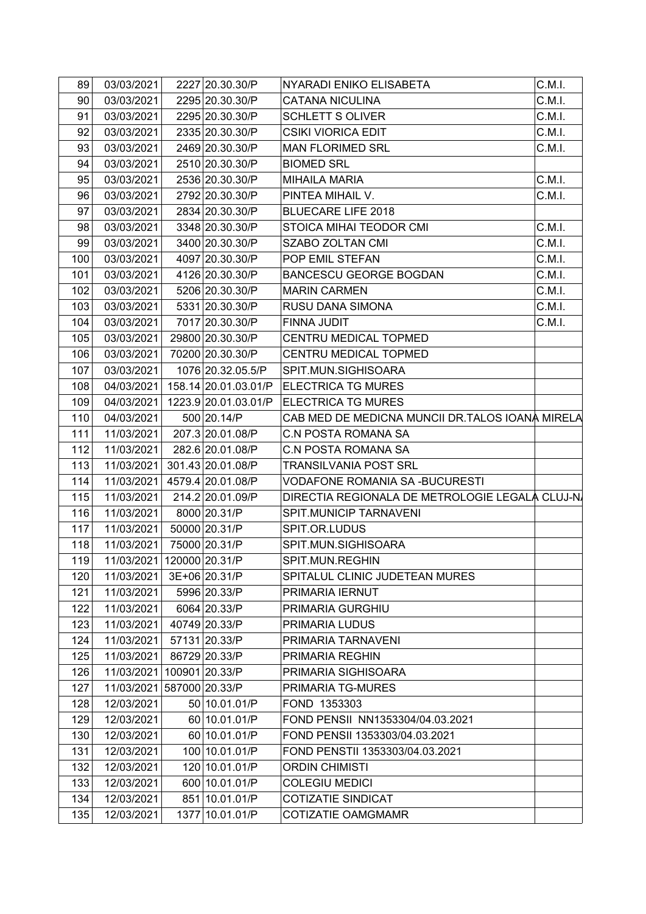| | | | | | |
|---|---|---|---|---|---|
| 89 | 03/03/2021 | 2227 | 20.30.30/P | NYARADI ENIKO ELISABETA | C.M.I. |
| 90 | 03/03/2021 | 2295 | 20.30.30/P | CATANA NICULINA | C.M.I. |
| 91 | 03/03/2021 | 2295 | 20.30.30/P | SCHLETT S OLIVER | C.M.I. |
| 92 | 03/03/2021 | 2335 | 20.30.30/P | CSIKI VIORICA EDIT | C.M.I. |
| 93 | 03/03/2021 | 2469 | 20.30.30/P | MAN FLORIMED SRL | C.M.I. |
| 94 | 03/03/2021 | 2510 | 20.30.30/P | BIOMED SRL | |
| 95 | 03/03/2021 | 2536 | 20.30.30/P | MIHAILA MARIA | C.M.I. |
| 96 | 03/03/2021 | 2792 | 20.30.30/P | PINTEA MIHAIL V. | C.M.I. |
| 97 | 03/03/2021 | 2834 | 20.30.30/P | BLUECARE LIFE 2018 | |
| 98 | 03/03/2021 | 3348 | 20.30.30/P | STOICA MIHAI TEODOR CMI | C.M.I. |
| 99 | 03/03/2021 | 3400 | 20.30.30/P | SZABO ZOLTAN CMI | C.M.I. |
| 100 | 03/03/2021 | 4097 | 20.30.30/P | POP EMIL STEFAN | C.M.I. |
| 101 | 03/03/2021 | 4126 | 20.30.30/P | BANCESCU GEORGE BOGDAN | C.M.I. |
| 102 | 03/03/2021 | 5206 | 20.30.30/P | MARIN CARMEN | C.M.I. |
| 103 | 03/03/2021 | 5331 | 20.30.30/P | RUSU DANA SIMONA | C.M.I. |
| 104 | 03/03/2021 | 7017 | 20.30.30/P | FINNA JUDIT | C.M.I. |
| 105 | 03/03/2021 | 29800 | 20.30.30/P | CENTRU MEDICAL TOPMED | |
| 106 | 03/03/2021 | 70200 | 20.30.30/P | CENTRU MEDICAL TOPMED | |
| 107 | 03/03/2021 | 1076 | 20.32.05.5/P | SPIT.MUN.SIGHISOARA | |
| 108 | 04/03/2021 | 158.14 | 20.01.03.01/P | ELECTRICA TG MURES | |
| 109 | 04/03/2021 | 1223.9 | 20.01.03.01/P | ELECTRICA TG MURES | |
| 110 | 04/03/2021 | 500 | 20.14/P | CAB MED DE MEDICNA MUNCII DR.TALOS IOANA MIRELA | |
| 111 | 11/03/2021 | 207.3 | 20.01.08/P | C.N POSTA ROMANA SA | |
| 112 | 11/03/2021 | 282.6 | 20.01.08/P | C.N POSTA ROMANA SA | |
| 113 | 11/03/2021 | 301.43 | 20.01.08/P | TRANSILVANIA POST SRL | |
| 114 | 11/03/2021 | 4579.4 | 20.01.08/P | VODAFONE ROMANIA SA -BUCURESTI | |
| 115 | 11/03/2021 | 214.2 | 20.01.09/P | DIRECTIA REGIONALA DE METROLOGIE LEGALA CLUJ-NA | |
| 116 | 11/03/2021 | 8000 | 20.31/P | SPIT.MUNICIP TARNAVENI | |
| 117 | 11/03/2021 | 50000 | 20.31/P | SPIT.OR.LUDUS | |
| 118 | 11/03/2021 | 75000 | 20.31/P | SPIT.MUN.SIGHISOARA | |
| 119 | 11/03/2021 | 120000 | 20.31/P | SPIT.MUN.REGHIN | |
| 120 | 11/03/2021 | 3E+06 | 20.31/P | SPITALUL CLINIC JUDETEAN MURES | |
| 121 | 11/03/2021 | 5996 | 20.33/P | PRIMARIA IERNUT | |
| 122 | 11/03/2021 | 6064 | 20.33/P | PRIMARIA GURGHIU | |
| 123 | 11/03/2021 | 40749 | 20.33/P | PRIMARIA LUDUS | |
| 124 | 11/03/2021 | 57131 | 20.33/P | PRIMARIA TARNAVENI | |
| 125 | 11/03/2021 | 86729 | 20.33/P | PRIMARIA REGHIN | |
| 126 | 11/03/2021 | 100901 | 20.33/P | PRIMARIA SIGHISOARA | |
| 127 | 11/03/2021 | 587000 | 20.33/P | PRIMARIA TG-MURES | |
| 128 | 12/03/2021 | 50 | 10.01.01/P | FOND 1353303 | |
| 129 | 12/03/2021 | 60 | 10.01.01/P | FOND PENSII NN1353304/04.03.2021 | |
| 130 | 12/03/2021 | 60 | 10.01.01/P | FOND PENSII 1353303/04.03.2021 | |
| 131 | 12/03/2021 | 100 | 10.01.01/P | FOND PENSTII 1353303/04.03.2021 | |
| 132 | 12/03/2021 | 120 | 10.01.01/P | ORDIN CHIMISTI | |
| 133 | 12/03/2021 | 600 | 10.01.01/P | COLEGIU MEDICI | |
| 134 | 12/03/2021 | 851 | 10.01.01/P | COTIZATIE SINDICAT | |
| 135 | 12/03/2021 | 1377 | 10.01.01/P | COTIZATIE OAMGMAMR | |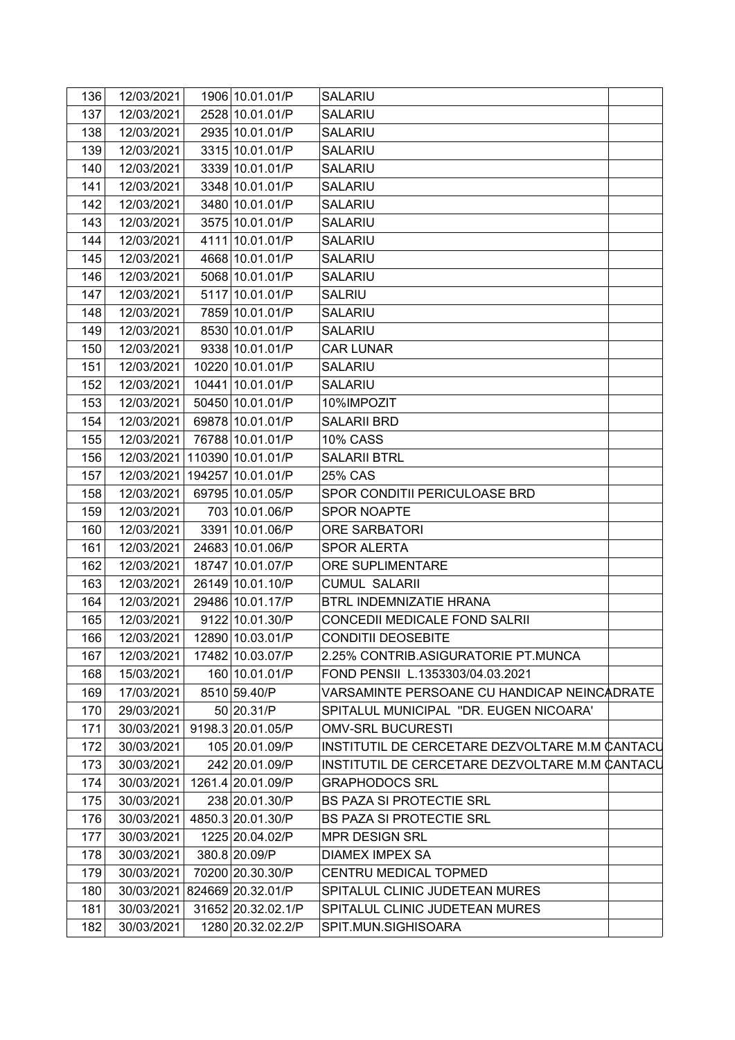| | | | | | |
|---|---|---|---|---|---|
| 136 | 12/03/2021 | 1906 | 10.01.01/P | SALARIU | |
| 137 | 12/03/2021 | 2528 | 10.01.01/P | SALARIU | |
| 138 | 12/03/2021 | 2935 | 10.01.01/P | SALARIU | |
| 139 | 12/03/2021 | 3315 | 10.01.01/P | SALARIU | |
| 140 | 12/03/2021 | 3339 | 10.01.01/P | SALARIU | |
| 141 | 12/03/2021 | 3348 | 10.01.01/P | SALARIU | |
| 142 | 12/03/2021 | 3480 | 10.01.01/P | SALARIU | |
| 143 | 12/03/2021 | 3575 | 10.01.01/P | SALARIU | |
| 144 | 12/03/2021 | 4111 | 10.01.01/P | SALARIU | |
| 145 | 12/03/2021 | 4668 | 10.01.01/P | SALARIU | |
| 146 | 12/03/2021 | 5068 | 10.01.01/P | SALARIU | |
| 147 | 12/03/2021 | 5117 | 10.01.01/P | SALRIU | |
| 148 | 12/03/2021 | 7859 | 10.01.01/P | SALARIU | |
| 149 | 12/03/2021 | 8530 | 10.01.01/P | SALARIU | |
| 150 | 12/03/2021 | 9338 | 10.01.01/P | CAR LUNAR | |
| 151 | 12/03/2021 | 10220 | 10.01.01/P | SALARIU | |
| 152 | 12/03/2021 | 10441 | 10.01.01/P | SALARIU | |
| 153 | 12/03/2021 | 50450 | 10.01.01/P | 10%IMPOZIT | |
| 154 | 12/03/2021 | 69878 | 10.01.01/P | SALARII BRD | |
| 155 | 12/03/2021 | 76788 | 10.01.01/P | 10% CASS | |
| 156 | 12/03/2021 | 110390 | 10.01.01/P | SALARII BTRL | |
| 157 | 12/03/2021 | 194257 | 10.01.01/P | 25% CAS | |
| 158 | 12/03/2021 | 69795 | 10.01.05/P | SPOR CONDITII PERICULOASE BRD | |
| 159 | 12/03/2021 | 703 | 10.01.06/P | SPOR NOAPTE | |
| 160 | 12/03/2021 | 3391 | 10.01.06/P | ORE SARBATORI | |
| 161 | 12/03/2021 | 24683 | 10.01.06/P | SPOR ALERTA | |
| 162 | 12/03/2021 | 18747 | 10.01.07/P | ORE SUPLIMENTARE | |
| 163 | 12/03/2021 | 26149 | 10.01.10/P | CUMUL SALARII | |
| 164 | 12/03/2021 | 29486 | 10.01.17/P | BTRL INDEMNIZATIE HRANA | |
| 165 | 12/03/2021 | 9122 | 10.01.30/P | CONCEDII MEDICALE FOND SALRII | |
| 166 | 12/03/2021 | 12890 | 10.03.01/P | CONDITII DEOSEBITE | |
| 167 | 12/03/2021 | 17482 | 10.03.07/P | 2.25% CONTRIB.ASIGURATORIE PT.MUNCA | |
| 168 | 15/03/2021 | 160 | 10.01.01/P | FOND PENSII L.1353303/04.03.2021 | |
| 169 | 17/03/2021 | 8510 | 59.40/P | VARSAMINTE PERSOANE CU HANDICAP NEINCADRATE | |
| 170 | 29/03/2021 | 50 | 20.31/P | SPITALUL MUNICIPAL "DR. EUGEN NICOARA' | |
| 171 | 30/03/2021 | 9198.3 | 20.01.05/P | OMV-SRL BUCURESTI | |
| 172 | 30/03/2021 | 105 | 20.01.09/P | INSTITUTIL DE CERCETARE DEZVOLTARE M.M CANTACU | |
| 173 | 30/03/2021 | 242 | 20.01.09/P | INSTITUTIL DE CERCETARE DEZVOLTARE M.M CANTACU | |
| 174 | 30/03/2021 | 1261.4 | 20.01.09/P | GRAPHODOCS SRL | |
| 175 | 30/03/2021 | 238 | 20.01.30/P | BS PAZA SI PROTECTIE SRL | |
| 176 | 30/03/2021 | 4850.3 | 20.01.30/P | BS PAZA SI PROTECTIE SRL | |
| 177 | 30/03/2021 | 1225 | 20.04.02/P | MPR DESIGN SRL | |
| 178 | 30/03/2021 | 380.8 | 20.09/P | DIAMEX IMPEX SA | |
| 179 | 30/03/2021 | 70200 | 20.30.30/P | CENTRU MEDICAL TOPMED | |
| 180 | 30/03/2021 | 824669 | 20.32.01/P | SPITALUL CLINIC JUDETEAN MURES | |
| 181 | 30/03/2021 | 31652 | 20.32.02.1/P | SPITALUL CLINIC JUDETEAN MURES | |
| 182 | 30/03/2021 | 1280 | 20.32.02.2/P | SPIT.MUN.SIGHISOARA | |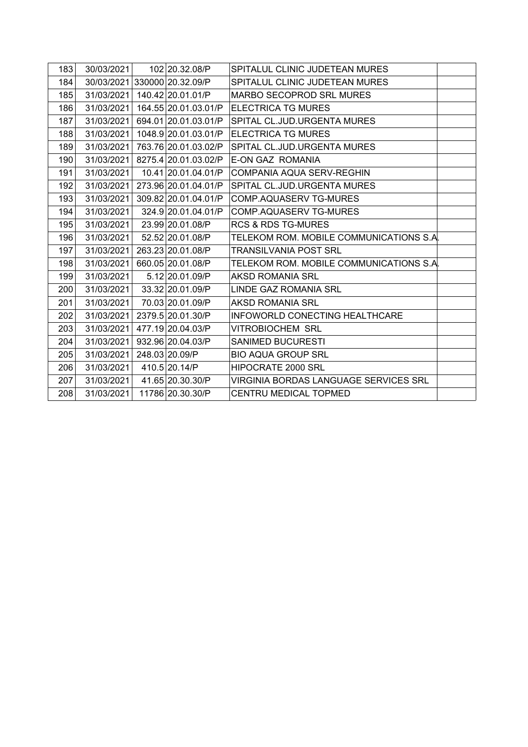| | | | | | |
|---|---|---|---|---|---|
| 183 | 30/03/2021 | 102 | 20.32.08/P | SPITALUL CLINIC JUDETEAN MURES | |
| 184 | 30/03/2021 | 330000 | 20.32.09/P | SPITALUL CLINIC JUDETEAN MURES | |
| 185 | 31/03/2021 | 140.42 | 20.01.01/P | MARBO SECOPROD SRL MURES | |
| 186 | 31/03/2021 | 164.55 | 20.01.03.01/P | ELECTRICA TG MURES | |
| 187 | 31/03/2021 | 694.01 | 20.01.03.01/P | SPITAL CL.JUD.URGENTA MURES | |
| 188 | 31/03/2021 | 1048.9 | 20.01.03.01/P | ELECTRICA TG MURES | |
| 189 | 31/03/2021 | 763.76 | 20.01.03.02/P | SPITAL CL.JUD.URGENTA MURES | |
| 190 | 31/03/2021 | 8275.4 | 20.01.03.02/P | E-ON GAZ ROMANIA | |
| 191 | 31/03/2021 | 10.41 | 20.01.04.01/P | COMPANIA AQUA SERV-REGHIN | |
| 192 | 31/03/2021 | 273.96 | 20.01.04.01/P | SPITAL CL.JUD.URGENTA MURES | |
| 193 | 31/03/2021 | 309.82 | 20.01.04.01/P | COMP.AQUASERV TG-MURES | |
| 194 | 31/03/2021 | 324.9 | 20.01.04.01/P | COMP.AQUASERV TG-MURES | |
| 195 | 31/03/2021 | 23.99 | 20.01.08/P | RCS & RDS TG-MURES | |
| 196 | 31/03/2021 | 52.52 | 20.01.08/P | TELEKOM ROM. MOBILE COMMUNICATIONS S.A. | |
| 197 | 31/03/2021 | 263.23 | 20.01.08/P | TRANSILVANIA POST SRL | |
| 198 | 31/03/2021 | 660.05 | 20.01.08/P | TELEKOM ROM. MOBILE COMMUNICATIONS S.A. | |
| 199 | 31/03/2021 | 5.12 | 20.01.09/P | AKSD ROMANIA SRL | |
| 200 | 31/03/2021 | 33.32 | 20.01.09/P | LINDE GAZ ROMANIA SRL | |
| 201 | 31/03/2021 | 70.03 | 20.01.09/P | AKSD ROMANIA SRL | |
| 202 | 31/03/2021 | 2379.5 | 20.01.30/P | INFOWORLD CONECTING HEALTHCARE | |
| 203 | 31/03/2021 | 477.19 | 20.04.03/P | VITROBIOCHEM SRL | |
| 204 | 31/03/2021 | 932.96 | 20.04.03/P | SANIMED BUCURESTI | |
| 205 | 31/03/2021 | 248.03 | 20.09/P | BIO AQUA GROUP SRL | |
| 206 | 31/03/2021 | 410.5 | 20.14/P | HIPOCRATE 2000 SRL | |
| 207 | 31/03/2021 | 41.65 | 20.30.30/P | VIRGINIA BORDAS LANGUAGE SERVICES SRL | |
| 208 | 31/03/2021 | 11786 | 20.30.30/P | CENTRU MEDICAL TOPMED | |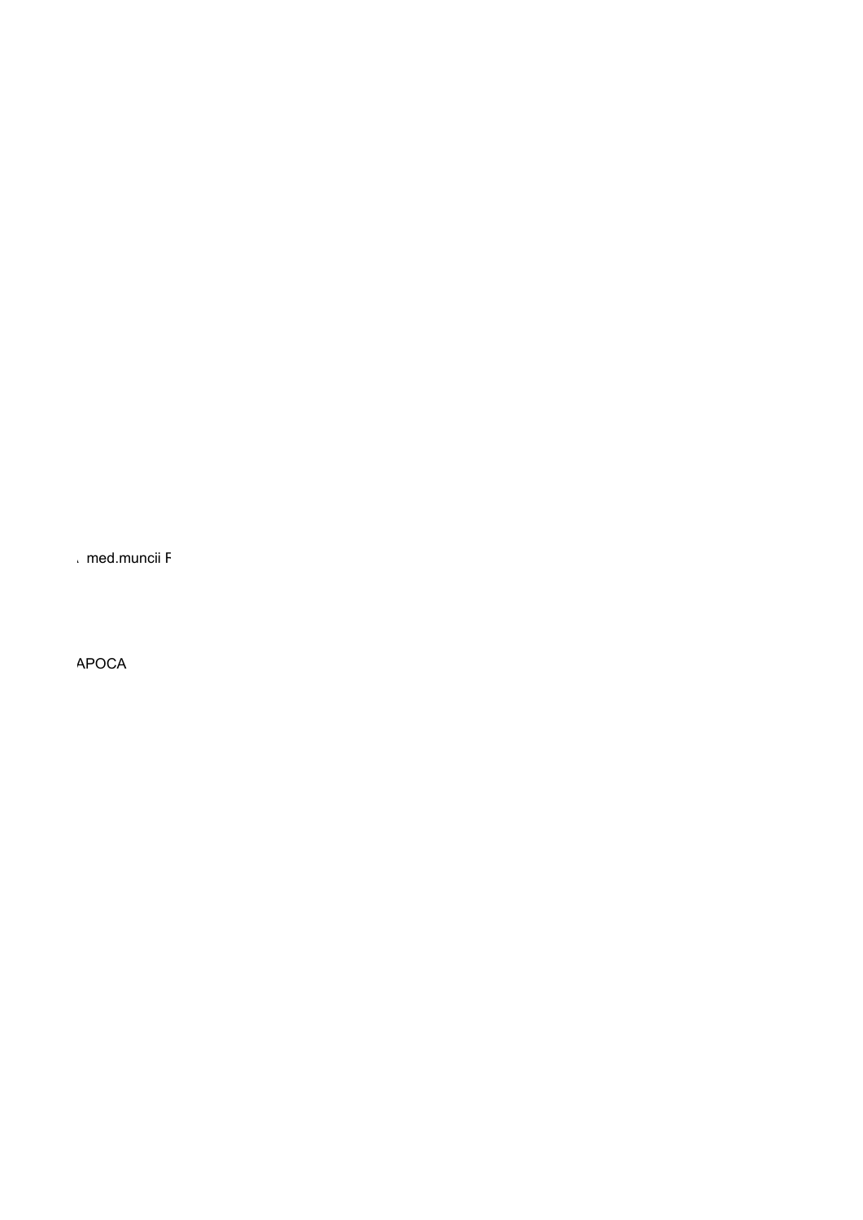. med.muncii F

APOCA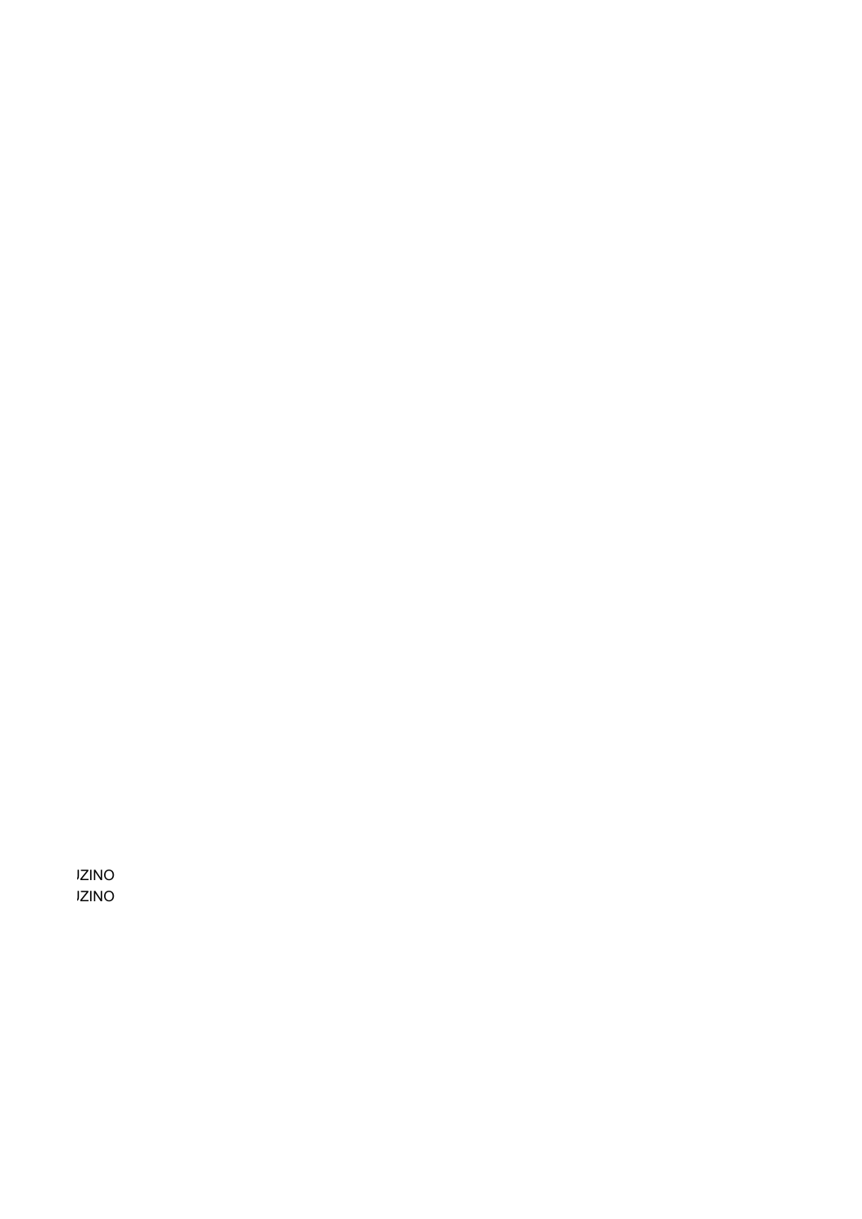IZINO
IZINO